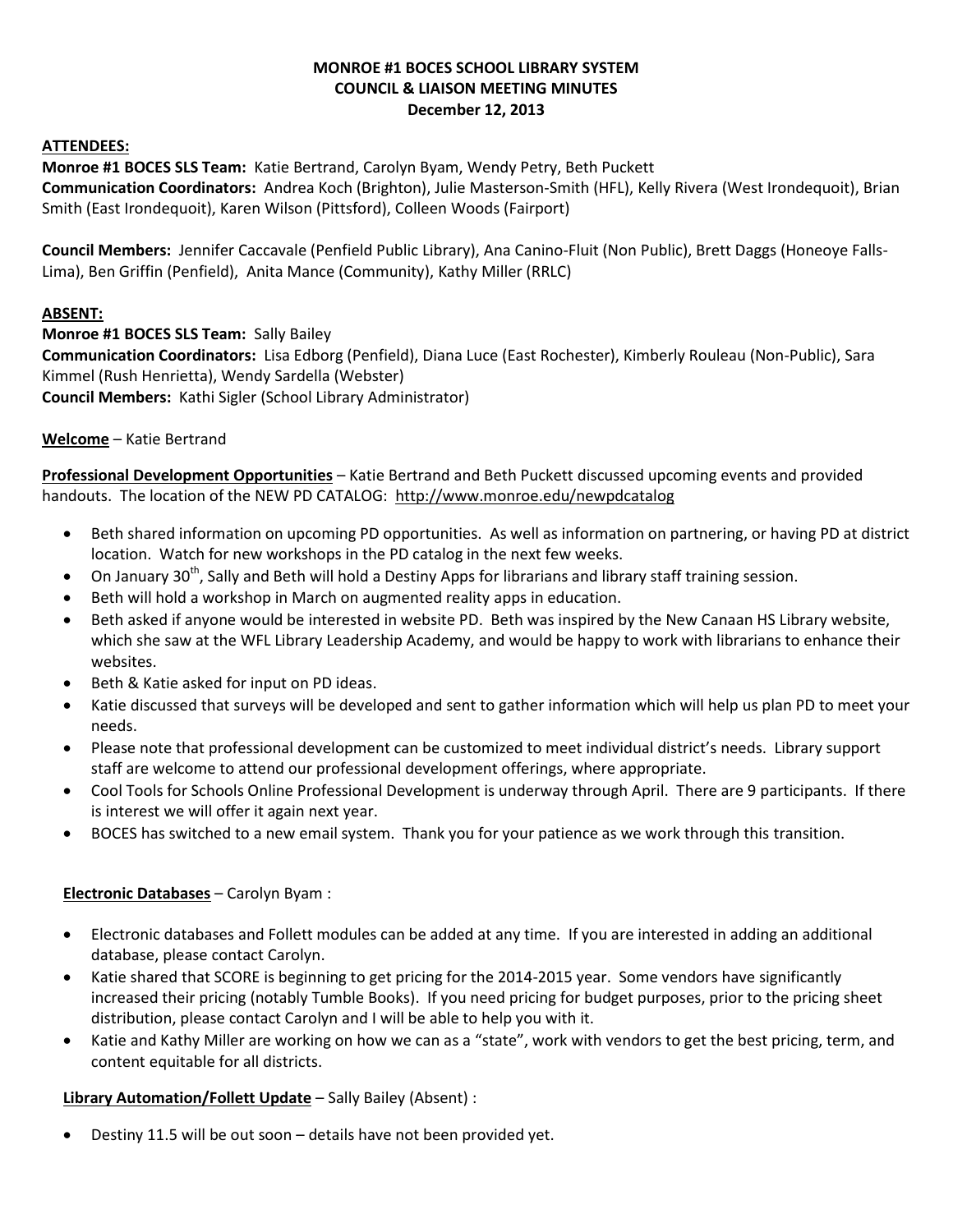# MONROE #1 BOCES SCHOOL LIBRARY SYSTEM
## COUNCIL & LIAISON MEETING MINUTES
### December 12, 2013

**ATTENDEES:**

**Monroe #1 BOCES SLS Team:** Katie Bertrand, Carolyn Byam, Wendy Petry, Beth Puckett
**Communication Coordinators:** Andrea Koch (Brighton), Julie Masterson-Smith (HFL), Kelly Rivera (West Irondequoit), Brian Smith (East Irondequoit), Karen Wilson (Pittsford), Colleen Woods (Fairport)

**Council Members:** Jennifer Caccavale (Penfield Public Library), Ana Canino-Fluit (Non Public), Brett Daggs (Honeoye Falls-Lima), Ben Griffin (Penfield), Anita Mance (Community), Kathy Miller (RRLC)

**ABSENT:**

**Monroe #1 BOCES SLS Team:** Sally Bailey
**Communication Coordinators:** Lisa Edborg (Penfield), Diana Luce (East Rochester), Kimberly Rouleau (Non-Public), Sara Kimmel (Rush Henrietta), Wendy Sardella (Webster)
**Council Members:** Kathi Sigler (School Library Administrator)

**Welcome** – Katie Bertrand

**Professional Development Opportunities** – Katie Bertrand and Beth Puckett discussed upcoming events and provided handouts. The location of the NEW PD CATALOG: http://www.monroe.edu/newpdcatalog

- Beth shared information on upcoming PD opportunities. As well as information on partnering, or having PD at district location. Watch for new workshops in the PD catalog in the next few weeks.
- On January 30th, Sally and Beth will hold a Destiny Apps for librarians and library staff training session.
- Beth will hold a workshop in March on augmented reality apps in education.
- Beth asked if anyone would be interested in website PD. Beth was inspired by the New Canaan HS Library website, which she saw at the WFL Library Leadership Academy, and would be happy to work with librarians to enhance their websites.
- Beth & Katie asked for input on PD ideas.
- Katie discussed that surveys will be developed and sent to gather information which will help us plan PD to meet your needs.
- Please note that professional development can be customized to meet individual district's needs. Library support staff are welcome to attend our professional development offerings, where appropriate.
- Cool Tools for Schools Online Professional Development is underway through April. There are 9 participants. If there is interest we will offer it again next year.
- BOCES has switched to a new email system. Thank you for your patience as we work through this transition.

**Electronic Databases** – Carolyn Byam :

- Electronic databases and Follett modules can be added at any time. If you are interested in adding an additional database, please contact Carolyn.
- Katie shared that SCORE is beginning to get pricing for the 2014-2015 year. Some vendors have significantly increased their pricing (notably Tumble Books). If you need pricing for budget purposes, prior to the pricing sheet distribution, please contact Carolyn and I will be able to help you with it.
- Katie and Kathy Miller are working on how we can as a "state", work with vendors to get the best pricing, term, and content equitable for all districts.

**Library Automation/Follett Update** – Sally Bailey (Absent) :

- Destiny 11.5 will be out soon – details have not been provided yet.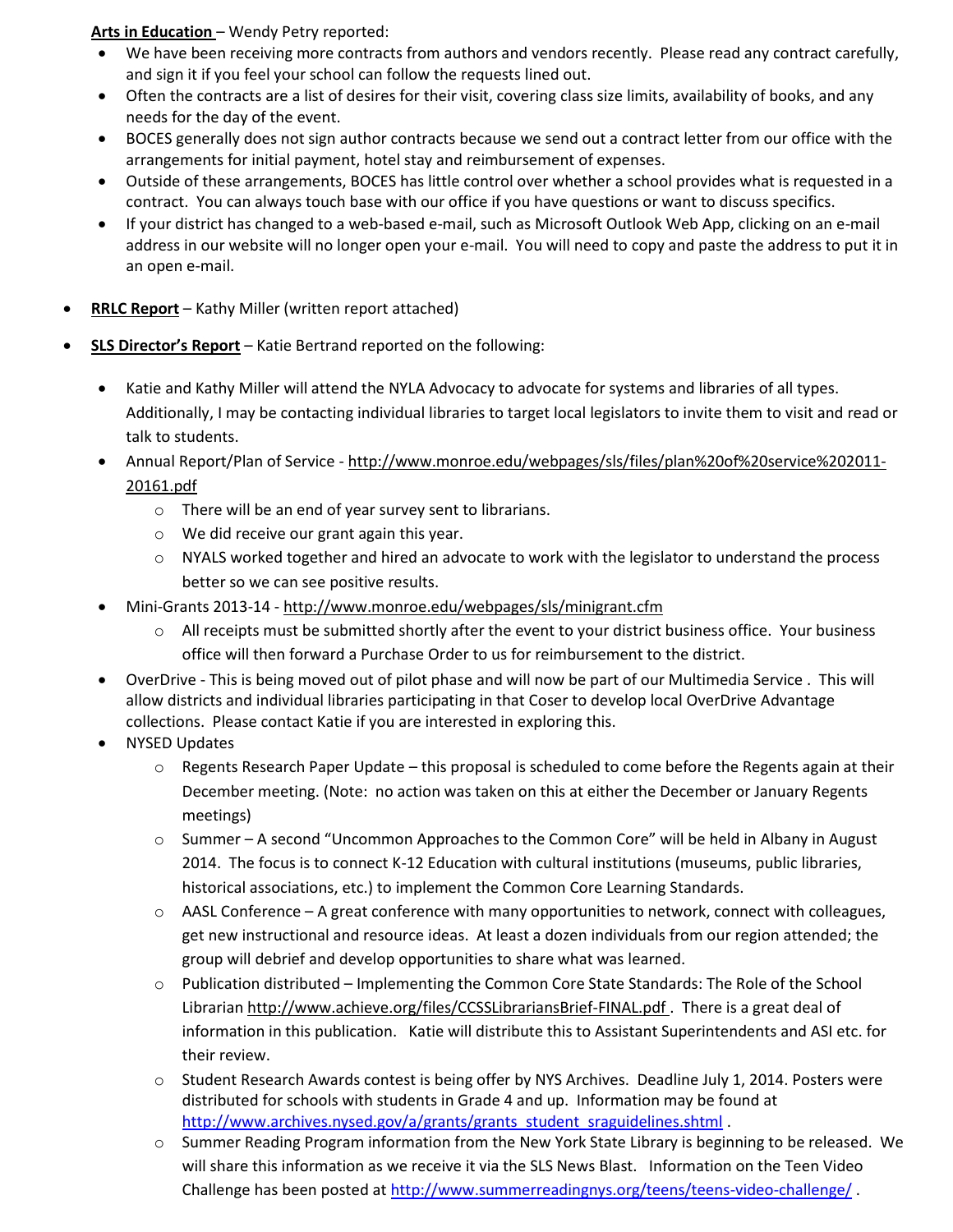**Arts in Education** – Wendy Petry reported:

- We have been receiving more contracts from authors and vendors recently. Please read any contract carefully, and sign it if you feel your school can follow the requests lined out.
- Often the contracts are a list of desires for their visit, covering class size limits, availability of books, and any needs for the day of the event.
- BOCES generally does not sign author contracts because we send out a contract letter from our office with the arrangements for initial payment, hotel stay and reimbursement of expenses.
- Outside of these arrangements, BOCES has little control over whether a school provides what is requested in a contract. You can always touch base with our office if you have questions or want to discuss specifics.
- If your district has changed to a web-based e-mail, such as Microsoft Outlook Web App, clicking on an e-mail address in our website will no longer open your e-mail. You will need to copy and paste the address to put it in an open e-mail.

- **RRLC Report** – Kathy Miller (written report attached)

- **SLS Director's Report** – Katie Bertrand reported on the following:

  - Katie and Kathy Miller will attend the NYLA Advocacy to advocate for systems and libraries of all types. Additionally, I may be contacting individual libraries to target local legislators to invite them to visit and read or talk to students.
  - Annual Report/Plan of Service - http://www.monroe.edu/webpages/sls/files/plan%20of%20service%202011-20161.pdf
    - There will be an end of year survey sent to librarians.
    - We did receive our grant again this year.
    - NYALS worked together and hired an advocate to work with the legislator to understand the process better so we can see positive results.
  - Mini-Grants 2013-14 - http://www.monroe.edu/webpages/sls/minigrant.cfm
    - All receipts must be submitted shortly after the event to your district business office. Your business office will then forward a Purchase Order to us for reimbursement to the district.
  - OverDrive - This is being moved out of pilot phase and will now be part of our Multimedia Service . This will allow districts and individual libraries participating in that Coser to develop local OverDrive Advantage collections. Please contact Katie if you are interested in exploring this.
  - NYSED Updates
    - Regents Research Paper Update – this proposal is scheduled to come before the Regents again at their December meeting. (Note: no action was taken on this at either the December or January Regents meetings)
    - Summer – A second "Uncommon Approaches to the Common Core" will be held in Albany in August 2014. The focus is to connect K-12 Education with cultural institutions (museums, public libraries, historical associations, etc.) to implement the Common Core Learning Standards.
    - AASL Conference – A great conference with many opportunities to network, connect with colleagues, get new instructional and resource ideas. At least a dozen individuals from our region attended; the group will debrief and develop opportunities to share what was learned.
    - Publication distributed – Implementing the Common Core State Standards: The Role of the School Librarian http://www.achieve.org/files/CCSSLibrariansBrief-FINAL.pdf . There is a great deal of information in this publication. Katie will distribute this to Assistant Superintendents and ASI etc. for their review.
    - Student Research Awards contest is being offer by NYS Archives. Deadline July 1, 2014. Posters were distributed for schools with students in Grade 4 and up. Information may be found at http://www.archives.nysed.gov/a/grants/grants_student_sraguidelines.shtml .
    - Summer Reading Program information from the New York State Library is beginning to be released. We will share this information as we receive it via the SLS News Blast. Information on the Teen Video Challenge has been posted at http://www.summerreadingnys.org/teens/teens-video-challenge/ .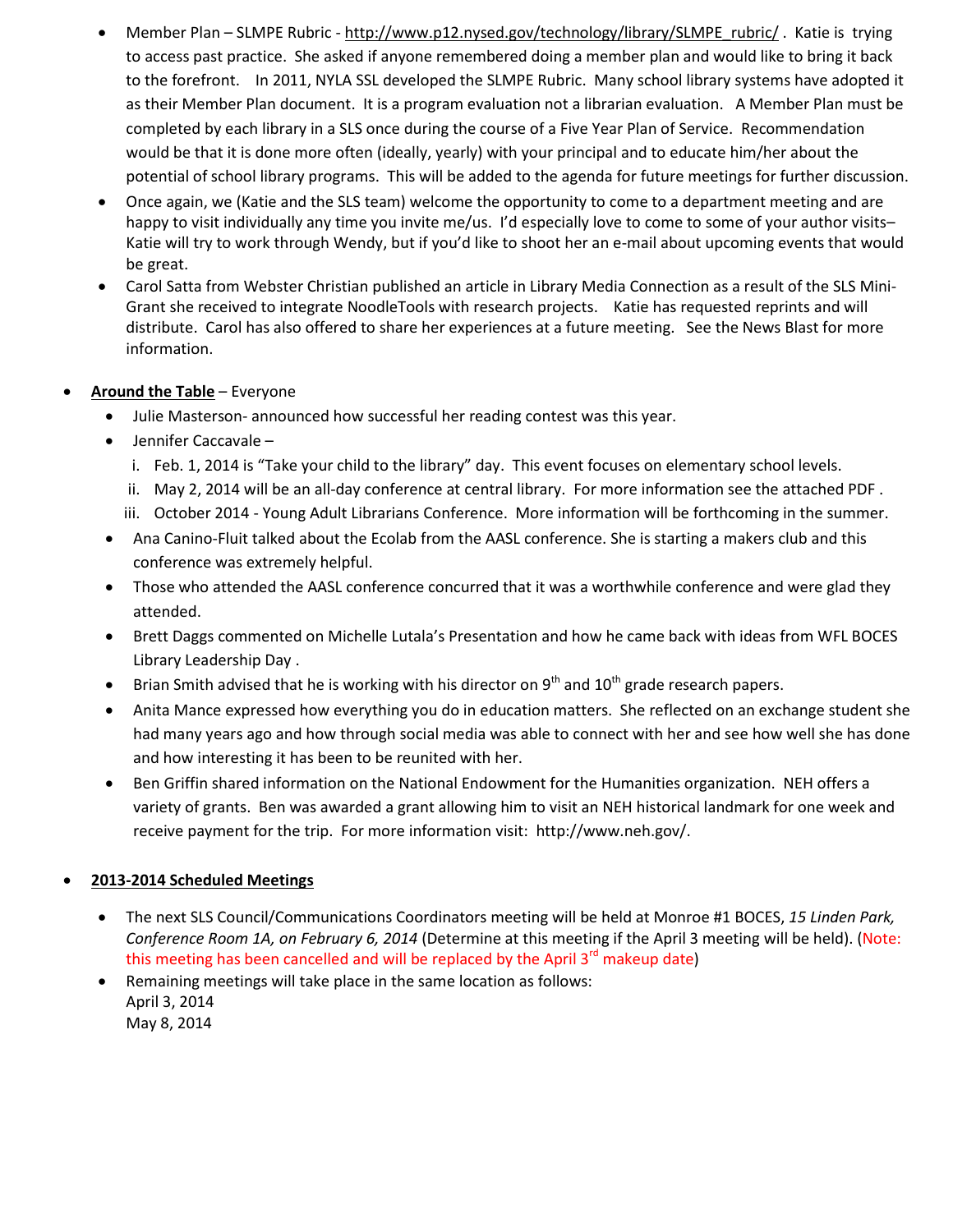- Member Plan – SLMPE Rubric - http://www.p12.nysed.gov/technology/library/SLMPE_rubric/ . Katie is trying to access past practice. She asked if anyone remembered doing a member plan and would like to bring it back to the forefront. In 2011, NYLA SSL developed the SLMPE Rubric. Many school library systems have adopted it as their Member Plan document. It is a program evaluation not a librarian evaluation. A Member Plan must be completed by each library in a SLS once during the course of a Five Year Plan of Service. Recommendation would be that it is done more often (ideally, yearly) with your principal and to educate him/her about the potential of school library programs. This will be added to the agenda for future meetings for further discussion.
- Once again, we (Katie and the SLS team) welcome the opportunity to come to a department meeting and are happy to visit individually any time you invite me/us. I'd especially love to come to some of your author visits– Katie will try to work through Wendy, but if you'd like to shoot her an e-mail about upcoming events that would be great.
- Carol Satta from Webster Christian published an article in Library Media Connection as a result of the SLS Mini-Grant she received to integrate NoodleTools with research projects. Katie has requested reprints and will distribute. Carol has also offered to share her experiences at a future meeting. See the News Blast for more information.

- **Around the Table** – Everyone
  - Julie Masterson- announced how successful her reading contest was this year.
  - Jennifer Caccavale –
    1. Feb. 1, 2014 is "Take your child to the library" day. This event focuses on elementary school levels.
    2. May 2, 2014 will be an all-day conference at central library. For more information see the attached PDF .
    3. October 2014 - Young Adult Librarians Conference. More information will be forthcoming in the summer.
  - Ana Canino-Fluit talked about the Ecolab from the AASL conference. She is starting a makers club and this conference was extremely helpful.
  - Those who attended the AASL conference concurred that it was a worthwhile conference and were glad they attended.
  - Brett Daggs commented on Michelle Lutala's Presentation and how he came back with ideas from WFL BOCES Library Leadership Day .
  - Brian Smith advised that he is working with his director on 9th and 10th grade research papers.
  - Anita Mance expressed how everything you do in education matters. She reflected on an exchange student she had many years ago and how through social media was able to connect with her and see how well she has done and how interesting it has been to be reunited with her.
  - Ben Griffin shared information on the National Endowment for the Humanities organization. NEH offers a variety of grants. Ben was awarded a grant allowing him to visit an NEH historical landmark for one week and receive payment for the trip. For more information visit: http://www.neh.gov/.

- **2013-2014 Scheduled Meetings**
  - The next SLS Council/Communications Coordinators meeting will be held at Monroe #1 BOCES, *15 Linden Park, Conference Room 1A, on February 6, 2014* (Determine at this meeting if the April 3 meeting will be held). (Note: this meeting has been cancelled and will be replaced by the April 3rd makeup date)
  - Remaining meetings will take place in the same location as follows:
    April 3, 2014
    May 8, 2014